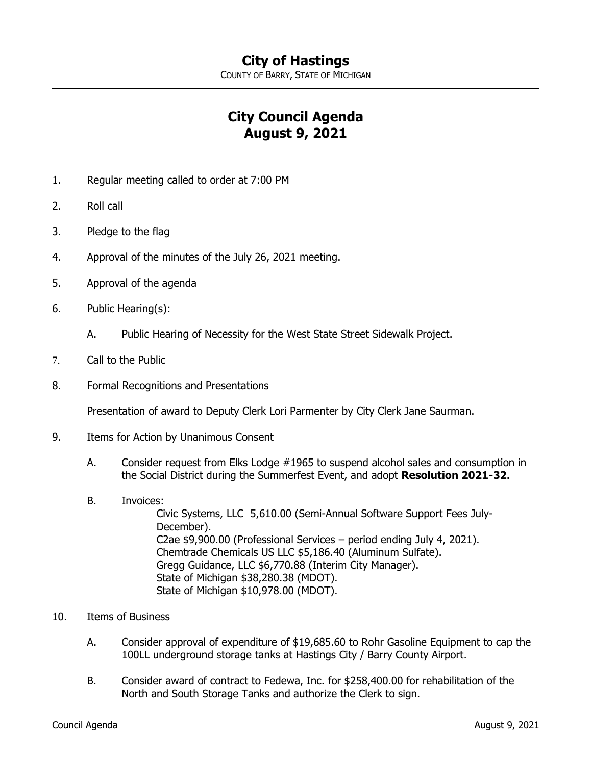# City of Hastings

COUNTY OF BARRY, STATE OF MICHIGAN

## City Council Agenda
## August 9, 2021

1. Regular meeting called to order at 7:00 PM

2. Roll call

3. Pledge to the flag

4. Approval of the minutes of the July 26, 2021 meeting.

5. Approval of the agenda

6. Public Hearing(s):

   A. Public Hearing of Necessity for the West State Street Sidewalk Project.

7. Call to the Public

8. Formal Recognitions and Presentations

   Presentation of award to Deputy Clerk Lori Parmenter by City Clerk Jane Saurman.

9. Items for Action by Unanimous Consent

   A. Consider request from Elks Lodge #1965 to suspend alcohol sales and consumption in the Social District during the Summerfest Event, and adopt **Resolution 2021-32.**

   B. Invoices:
      - Civic Systems, LLC 5,610.00 (Semi-Annual Software Support Fees July-December).
      - C2ae $9,900.00 (Professional Services – period ending July 4, 2021).
      - Chemtrade Chemicals US LLC $5,186.40 (Aluminum Sulfate).
      - Gregg Guidance, LLC $6,770.88 (Interim City Manager).
      - State of Michigan $38,280.38 (MDOT).
      - State of Michigan $10,978.00 (MDOT).

10. Items of Business

    A. Consider approval of expenditure of $19,685.60 to Rohr Gasoline Equipment to cap the 100LL underground storage tanks at Hastings City / Barry County Airport.

    B. Consider award of contract to Fedewa, Inc. for $258,400.00 for rehabilitation of the North and South Storage Tanks and authorize the Clerk to sign.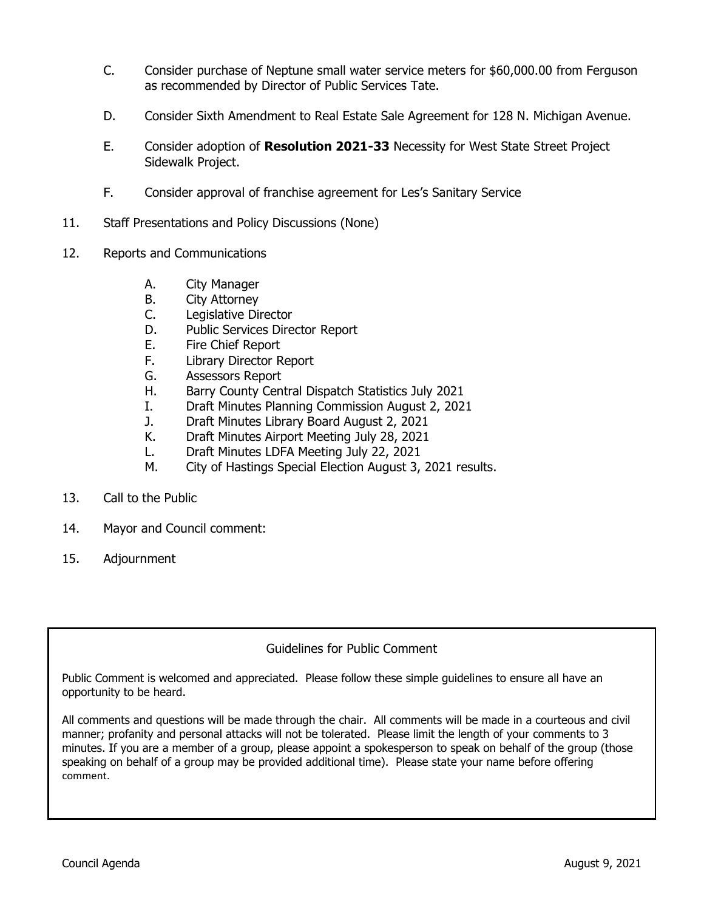C. Consider purchase of Neptune small water service meters for $60,000.00 from Ferguson as recommended by Director of Public Services Tate.

D. Consider Sixth Amendment to Real Estate Sale Agreement for 128 N. Michigan Avenue.

E. Consider adoption of **Resolution 2021-33** Necessity for West State Street Project Sidewalk Project.

F. Consider approval of franchise agreement for Les's Sanitary Service

11. Staff Presentations and Policy Discussions (None)

12. Reports and Communications

    A. City Manager
    B. City Attorney
    C. Legislative Director
    D. Public Services Director Report
    E. Fire Chief Report
    F. Library Director Report
    G. Assessors Report
    H. Barry County Central Dispatch Statistics July 2021
    I. Draft Minutes Planning Commission August 2, 2021
    J. Draft Minutes Library Board August 2, 2021
    K. Draft Minutes Airport Meeting July 28, 2021
    L. Draft Minutes LDFA Meeting July 22, 2021
    M. City of Hastings Special Election August 3, 2021 results.

13. Call to the Public

14. Mayor and Council comment:

15. Adjournment

Guidelines for Public Comment

Public Comment is welcomed and appreciated. Please follow these simple guidelines to ensure all have an opportunity to be heard.

All comments and questions will be made through the chair. All comments will be made in a courteous and civil manner; profanity and personal attacks will not be tolerated. Please limit the length of your comments to 3 minutes. If you are a member of a group, please appoint a spokesperson to speak on behalf of the group (those speaking on behalf of a group may be provided additional time). Please state your name before offering comment.